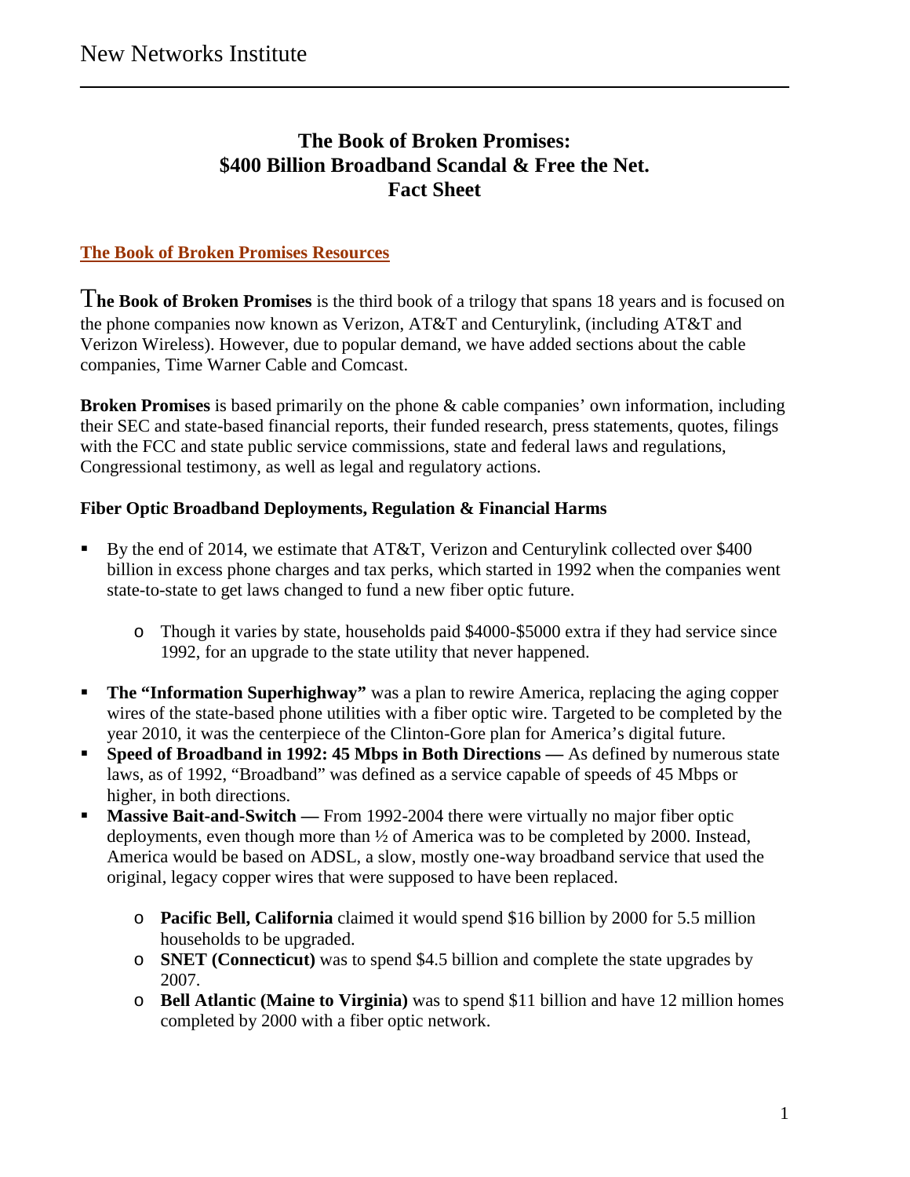# The Book of Broken Promises: $400 Billion Broadband Scandal & Free the Net. Fact Sheet

**The Book of Broken Promises Resources**

**The Book of Broken Promises** is the third book of a trilogy that spans 18 years and is focused on the phone companies now known as Verizon, AT&T and Centurylink, (including AT&T and Verizon Wireless). However, due to popular demand, we have added sections about the cable companies, Time Warner Cable and Comcast.

**Broken Promises** is based primarily on the phone & cable companies' own information, including their SEC and state-based financial reports, their funded research, press statements, quotes, filings with the FCC and state public service commissions, state and federal laws and regulations, Congressional testimony, as well as legal and regulatory actions.

### Fiber Optic Broadband Deployments, Regulation & Financial Harms

- By the end of 2014, we estimate that AT&T, Verizon and Centurylink collected over $400 billion in excess phone charges and tax perks, which started in 1992 when the companies went state-to-state to get laws changed to fund a new fiber optic future.
  - Though it varies by state, households paid $4000-$5000 extra if they had service since 1992, for an upgrade to the state utility that never happened.
- **The "Information Superhighway"** was a plan to rewire America, replacing the aging copper wires of the state-based phone utilities with a fiber optic wire. Targeted to be completed by the year 2010, it was the centerpiece of the Clinton-Gore plan for America's digital future.
- **Speed of Broadband in 1992: 45 Mbps in Both Directions —** As defined by numerous state laws, as of 1992, "Broadband" was defined as a service capable of speeds of 45 Mbps or higher, in both directions.
- **Massive Bait-and-Switch —** From 1992-2004 there were virtually no major fiber optic deployments, even though more than ½ of America was to be completed by 2000. Instead, America would be based on ADSL, a slow, mostly one-way broadband service that used the original, legacy copper wires that were supposed to have been replaced.
  - **Pacific Bell, California** claimed it would spend $16 billion by 2000 for 5.5 million households to be upgraded.
  - **SNET (Connecticut)** was to spend $4.5 billion and complete the state upgrades by 2007.
  - **Bell Atlantic (Maine to Virginia)** was to spend $11 billion and have 12 million homes completed by 2000 with a fiber optic network.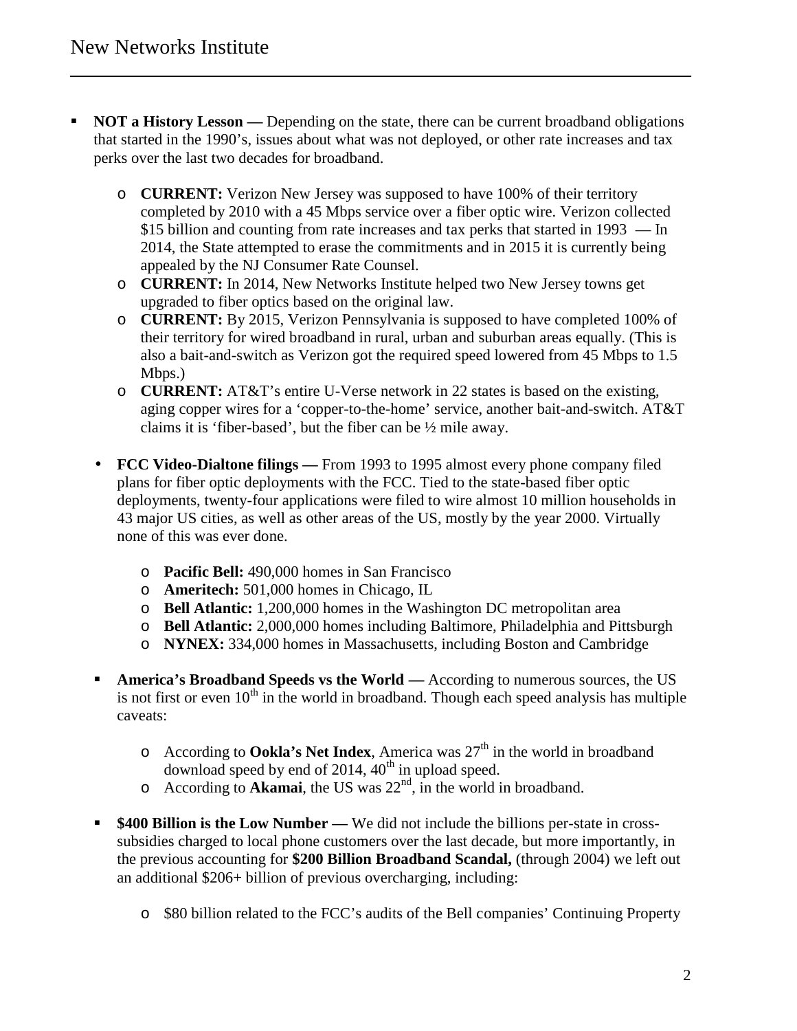- **NOT a History Lesson —** Depending on the state, there can be current broadband obligations that started in the 1990's, issues about what was not deployed, or other rate increases and tax perks over the last two decades for broadband.
  - **CURRENT:** Verizon New Jersey was supposed to have 100% of their territory completed by 2010 with a 45 Mbps service over a fiber optic wire. Verizon collected $15 billion and counting from rate increases and tax perks that started in 1993 — In 2014, the State attempted to erase the commitments and in 2015 it is currently being appealed by the NJ Consumer Rate Counsel.
  - **CURRENT:** In 2014, New Networks Institute helped two New Jersey towns get upgraded to fiber optics based on the original law.
  - **CURRENT:** By 2015, Verizon Pennsylvania is supposed to have completed 100% of their territory for wired broadband in rural, urban and suburban areas equally. (This is also a bait-and-switch as Verizon got the required speed lowered from 45 Mbps to 1.5 Mbps.)
  - **CURRENT:** AT&T's entire U-Verse network in 22 states is based on the existing, aging copper wires for a 'copper-to-the-home' service, another bait-and-switch. AT&T claims it is 'fiber-based', but the fiber can be ½ mile away.

- **FCC Video-Dialtone filings —** From 1993 to 1995 almost every phone company filed plans for fiber optic deployments with the FCC. Tied to the state-based fiber optic deployments, twenty-four applications were filed to wire almost 10 million households in 43 major US cities, as well as other areas of the US, mostly by the year 2000. Virtually none of this was ever done.
  - **Pacific Bell:** 490,000 homes in San Francisco
  - **Ameritech:** 501,000 homes in Chicago, IL
  - **Bell Atlantic:** 1,200,000 homes in the Washington DC metropolitan area
  - **Bell Atlantic:** 2,000,000 homes including Baltimore, Philadelphia and Pittsburgh
  - **NYNEX:** 334,000 homes in Massachusetts, including Boston and Cambridge

- **America's Broadband Speeds vs the World —** According to numerous sources, the US is not first or even 10th in the world in broadband. Though each speed analysis has multiple caveats:
  - According to **Ookla's Net Index**, America was 27th in the world in broadband download speed by end of 2014, 40th in upload speed.
  - According to **Akamai**, the US was 22nd, in the world in broadband.

- **$400 Billion is the Low Number —** We did not include the billions per-state in cross-subsidies charged to local phone customers over the last decade, but more importantly, in the previous accounting for **$200 Billion Broadband Scandal,** (through 2004) we left out an additional $206+ billion of previous overcharging, including:
  - $80 billion related to the FCC's audits of the Bell companies' Continuing Property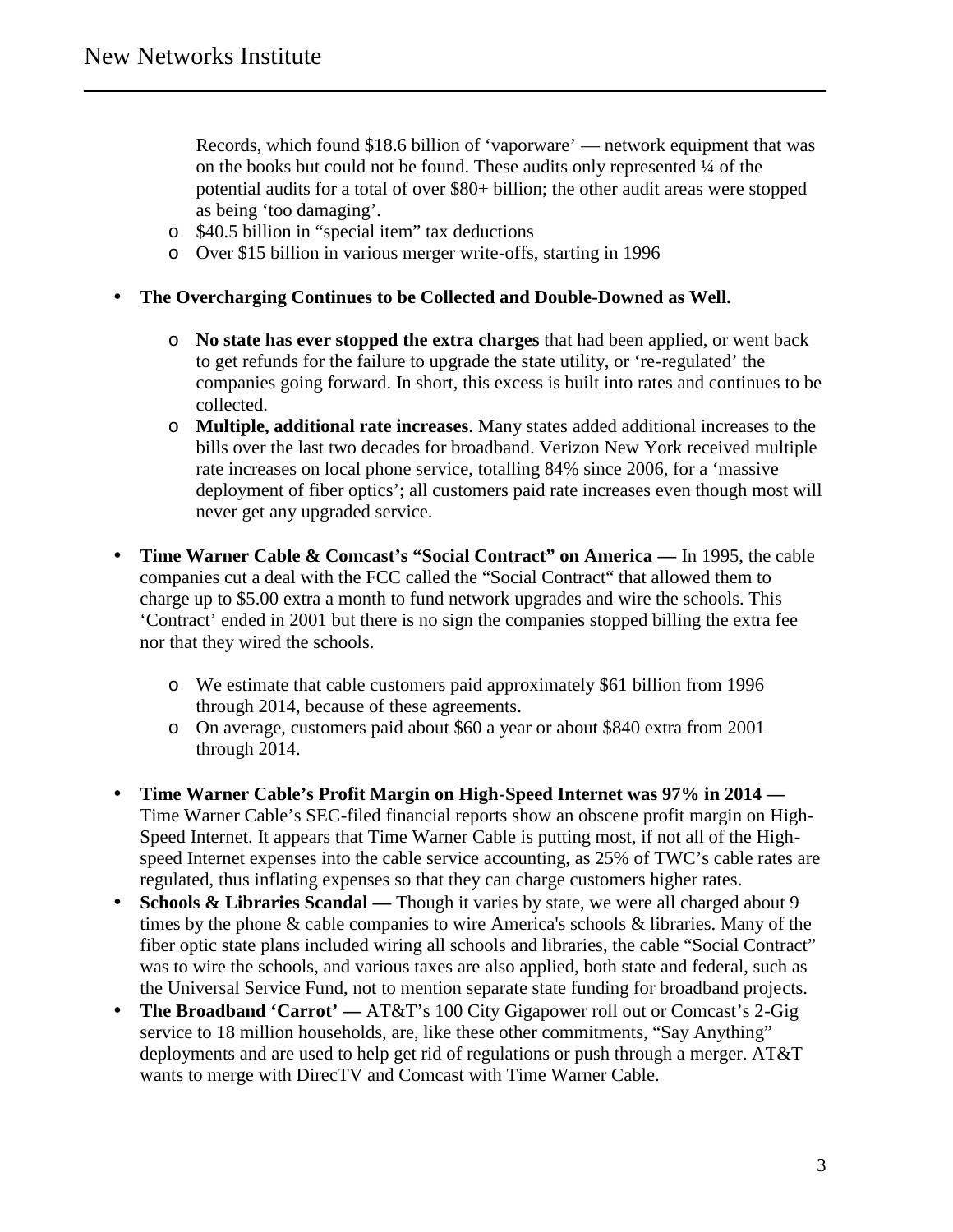Records, which found $18.6 billion of 'vaporware' — network equipment that was on the books but could not be found. These audits only represented ¼ of the potential audits for a total of over $80+ billion; the other audit areas were stopped as being 'too damaging'.
    - $40.5 billion in "special item" tax deductions
    - Over $15 billion in various merger write-offs, starting in 1996

- **The Overcharging Continues to be Collected and Double-Downed as Well.**
    - **No state has ever stopped the extra charges** that had been applied, or went back to get refunds for the failure to upgrade the state utility, or 're-regulated' the companies going forward. In short, this excess is built into rates and continues to be collected.
    - **Multiple, additional rate increases**. Many states added additional increases to the bills over the last two decades for broadband. Verizon New York received multiple rate increases on local phone service, totalling 84% since 2006, for a 'massive deployment of fiber optics'; all customers paid rate increases even though most will never get any upgraded service.

- **Time Warner Cable & Comcast's "Social Contract" on America —** In 1995, the cable companies cut a deal with the FCC called the "Social Contract" that allowed them to charge up to $5.00 extra a month to fund network upgrades and wire the schools. This 'Contract' ended in 2001 but there is no sign the companies stopped billing the extra fee nor that they wired the schools.
    - We estimate that cable customers paid approximately $61 billion from 1996 through 2014, because of these agreements.
    - On average, customers paid about $60 a year or about $840 extra from 2001 through 2014.

- **Time Warner Cable's Profit Margin on High-Speed Internet was 97% in 2014 —** Time Warner Cable's SEC-filed financial reports show an obscene profit margin on High-Speed Internet. It appears that Time Warner Cable is putting most, if not all of the High-speed Internet expenses into the cable service accounting, as 25% of TWC's cable rates are regulated, thus inflating expenses so that they can charge customers higher rates.
- **Schools & Libraries Scandal —** Though it varies by state, we were all charged about 9 times by the phone & cable companies to wire America's schools & libraries. Many of the fiber optic state plans included wiring all schools and libraries, the cable "Social Contract" was to wire the schools, and various taxes are also applied, both state and federal, such as the Universal Service Fund, not to mention separate state funding for broadband projects.
- **The Broadband 'Carrot' —** AT&T's 100 City Gigapower roll out or Comcast's 2-Gig service to 18 million households, are, like these other commitments, "Say Anything" deployments and are used to help get rid of regulations or push through a merger. AT&T wants to merge with DirecTV and Comcast with Time Warner Cable.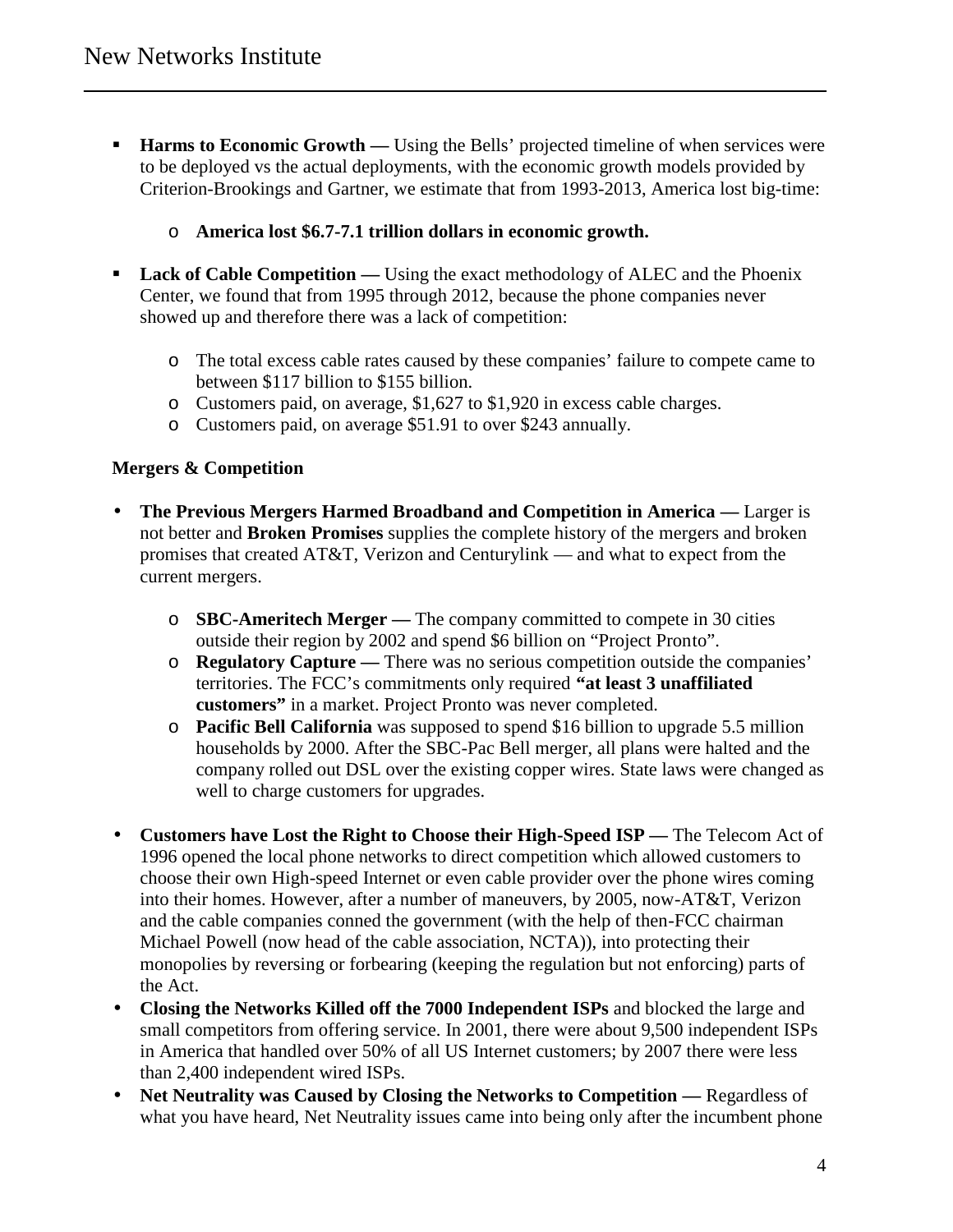- **Harms to Economic Growth —** Using the Bells' projected timeline of when services were to be deployed vs the actual deployments, with the economic growth models provided by Criterion-Brookings and Gartner, we estimate that from 1993-2013, America lost big-time:
    - **America lost $6.7-7.1 trillion dollars in economic growth.**
- **Lack of Cable Competition —** Using the exact methodology of ALEC and the Phoenix Center, we found that from 1995 through 2012, because the phone companies never showed up and therefore there was a lack of competition:
    - The total excess cable rates caused by these companies' failure to compete came to between $117 billion to $155 billion.
    - Customers paid, on average, $1,627 to $1,920 in excess cable charges.
    - Customers paid, on average $51.91 to over $243 annually.

**Mergers & Competition**

- **The Previous Mergers Harmed Broadband and Competition in America —** Larger is not better and **Broken Promises** supplies the complete history of the mergers and broken promises that created AT&T, Verizon and Centurylink — and what to expect from the current mergers.
    - **SBC-Ameritech Merger —** The company committed to compete in 30 cities outside their region by 2002 and spend $6 billion on "Project Pronto".
    - **Regulatory Capture —** There was no serious competition outside the companies' territories. The FCC's commitments only required **"at least 3 unaffiliated customers"** in a market. Project Pronto was never completed.
    - **Pacific Bell California** was supposed to spend $16 billion to upgrade 5.5 million households by 2000. After the SBC-Pac Bell merger, all plans were halted and the company rolled out DSL over the existing copper wires. State laws were changed as well to charge customers for upgrades.
- **Customers have Lost the Right to Choose their High-Speed ISP —** The Telecom Act of 1996 opened the local phone networks to direct competition which allowed customers to choose their own High-speed Internet or even cable provider over the phone wires coming into their homes. However, after a number of maneuvers, by 2005, now-AT&T, Verizon and the cable companies conned the government (with the help of then-FCC chairman Michael Powell (now head of the cable association, NCTA)), into protecting their monopolies by reversing or forbearing (keeping the regulation but not enforcing) parts of the Act.
- **Closing the Networks Killed off the 7000 Independent ISPs** and blocked the large and small competitors from offering service. In 2001, there were about 9,500 independent ISPs in America that handled over 50% of all US Internet customers; by 2007 there were less than 2,400 independent wired ISPs.
- **Net Neutrality was Caused by Closing the Networks to Competition —** Regardless of what you have heard, Net Neutrality issues came into being only after the incumbent phone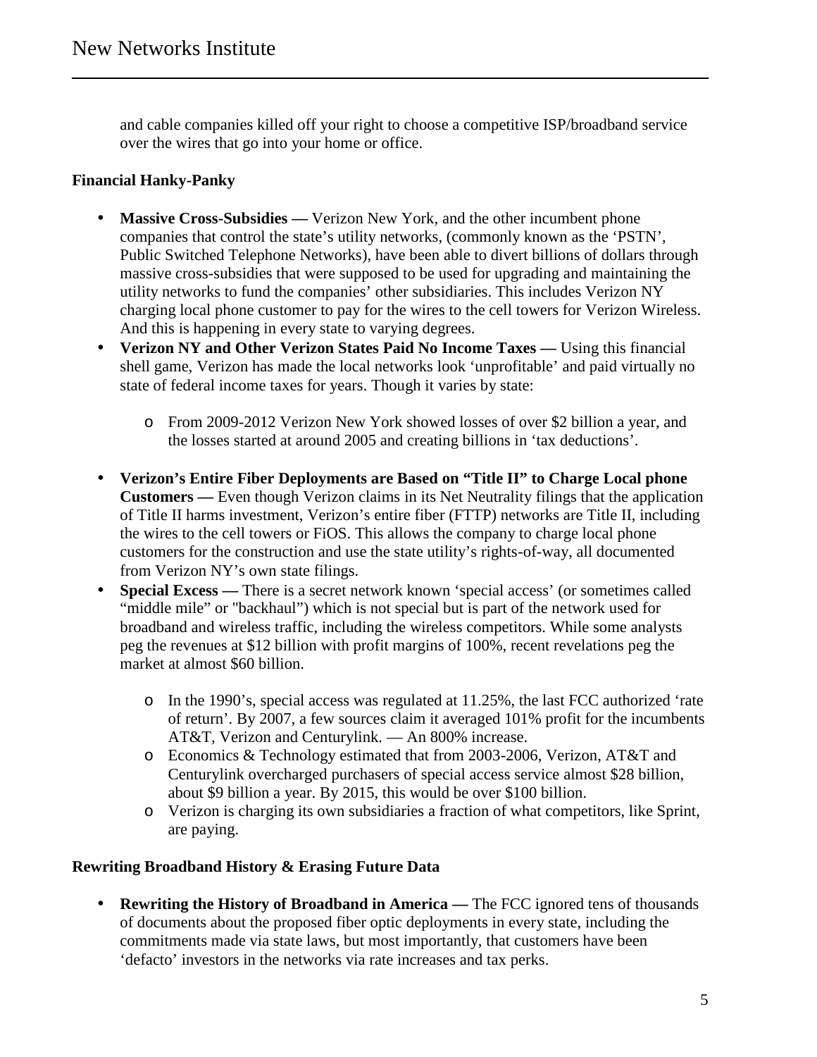and cable companies killed off your right to choose a competitive ISP/broadband service over the wires that go into your home or office.

**Financial Hanky-Panky**

- **Massive Cross-Subsidies —** Verizon New York, and the other incumbent phone companies that control the state's utility networks, (commonly known as the 'PSTN', Public Switched Telephone Networks), have been able to divert billions of dollars through massive cross-subsidies that were supposed to be used for upgrading and maintaining the utility networks to fund the companies' other subsidiaries. This includes Verizon NY charging local phone customer to pay for the wires to the cell towers for Verizon Wireless. And this is happening in every state to varying degrees.
- **Verizon NY and Other Verizon States Paid No Income Taxes —** Using this financial shell game, Verizon has made the local networks look 'unprofitable' and paid virtually no state of federal income taxes for years. Though it varies by state:
    - From 2009-2012 Verizon New York showed losses of over $2 billion a year, and the losses started at around 2005 and creating billions in 'tax deductions'.
- **Verizon's Entire Fiber Deployments are Based on "Title II" to Charge Local phone Customers —** Even though Verizon claims in its Net Neutrality filings that the application of Title II harms investment, Verizon's entire fiber (FTTP) networks are Title II, including the wires to the cell towers or FiOS. This allows the company to charge local phone customers for the construction and use the state utility's rights-of-way, all documented from Verizon NY's own state filings.
- **Special Excess —** There is a secret network known 'special access' (or sometimes called "middle mile" or "backhaul") which is not special but is part of the network used for broadband and wireless traffic, including the wireless competitors. While some analysts peg the revenues at $12 billion with profit margins of 100%, recent revelations peg the market at almost $60 billion.
    - In the 1990's, special access was regulated at 11.25%, the last FCC authorized 'rate of return'. By 2007, a few sources claim it averaged 101% profit for the incumbents AT&T, Verizon and Centurylink. — An 800% increase.
    - Economics & Technology estimated that from 2003-2006, Verizon, AT&T and Centurylink overcharged purchasers of special access service almost $28 billion, about $9 billion a year. By 2015, this would be over $100 billion.
    - Verizon is charging its own subsidiaries a fraction of what competitors, like Sprint, are paying.

**Rewriting Broadband History & Erasing Future Data**

- **Rewriting the History of Broadband in America —** The FCC ignored tens of thousands of documents about the proposed fiber optic deployments in every state, including the commitments made via state laws, but most importantly, that customers have been 'defacto' investors in the networks via rate increases and tax perks.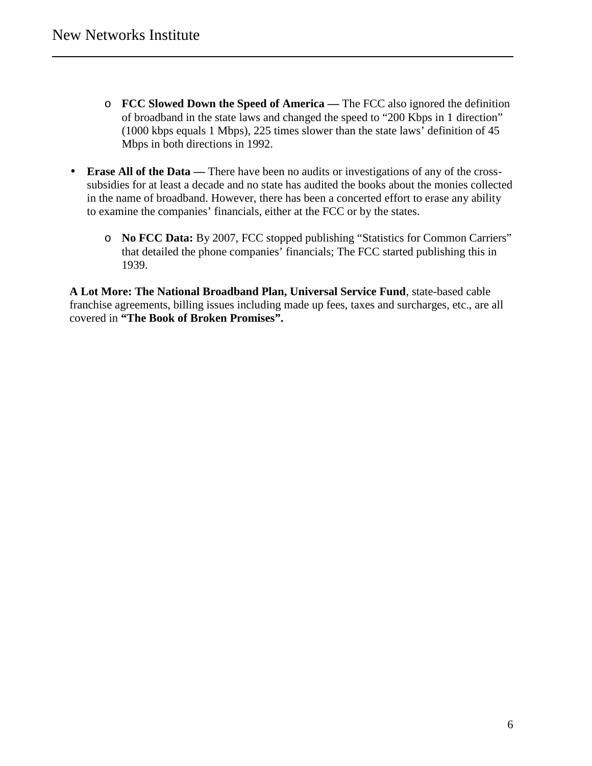- **FCC Slowed Down the Speed of America —** The FCC also ignored the definition of broadband in the state laws and changed the speed to “200 Kbps in 1 direction” (1000 kbps equals 1 Mbps), 225 times slower than the state laws’ definition of 45 Mbps in both directions in 1992.

- **Erase All of the Data —** There have been no audits or investigations of any of the cross-subsidies for at least a decade and no state has audited the books about the monies collected in the name of broadband. However, there has been a concerted effort to erase any ability to examine the companies’ financials, either at the FCC or by the states.

  - **No FCC Data:** By 2007, FCC stopped publishing “Statistics for Common Carriers” that detailed the phone companies’ financials; The FCC started publishing this in 1939.

**A Lot More: The National Broadband Plan, Universal Service Fund**, state-based cable franchise agreements, billing issues including made up fees, taxes and surcharges, etc., are all covered in **“The Book of Broken Promises”.**